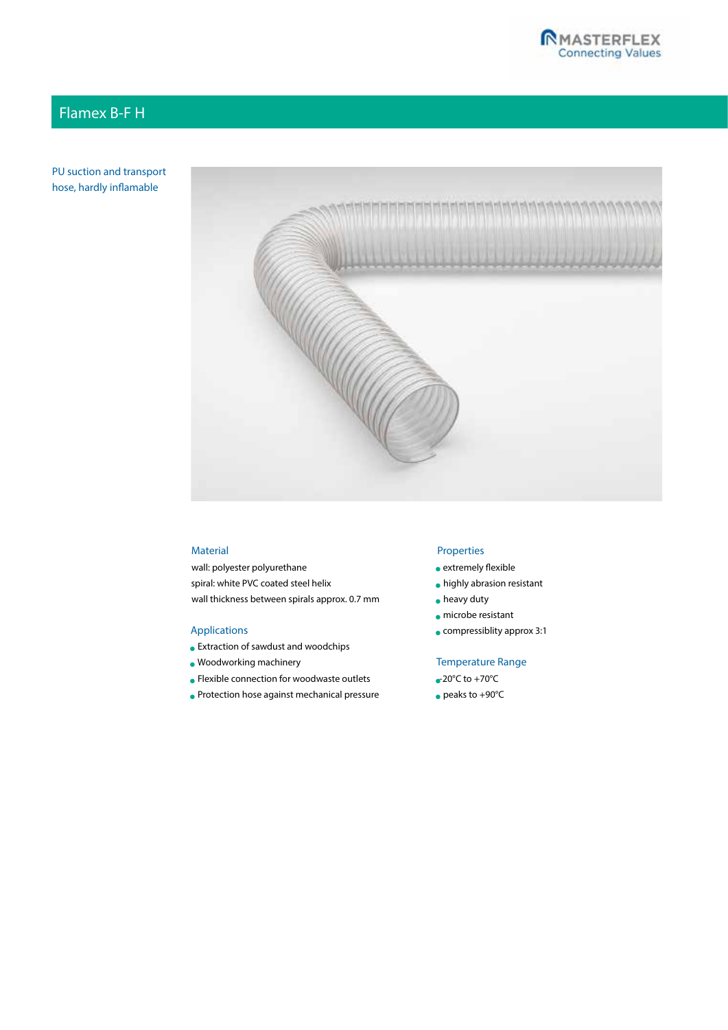# Flamex B-F H

PU suction and transport hose, hardly inflamable

## Material

wall: polyester polyurethane
spiral: white PVC coated steel helix
wall thickness between spirals approx. 0.7 mm

## Applications

- Extraction of sawdust and woodchips
- Woodworking machinery
- Flexible connection for woodwaste outlets
- Protection hose against mechanical pressure

## Properties

- extremely flexible
- highly abrasion resistant
- heavy duty
- microbe resistant
- compressiblity approx 3:1

## Temperature Range

- -20°C to +70°C
- peaks to +90°C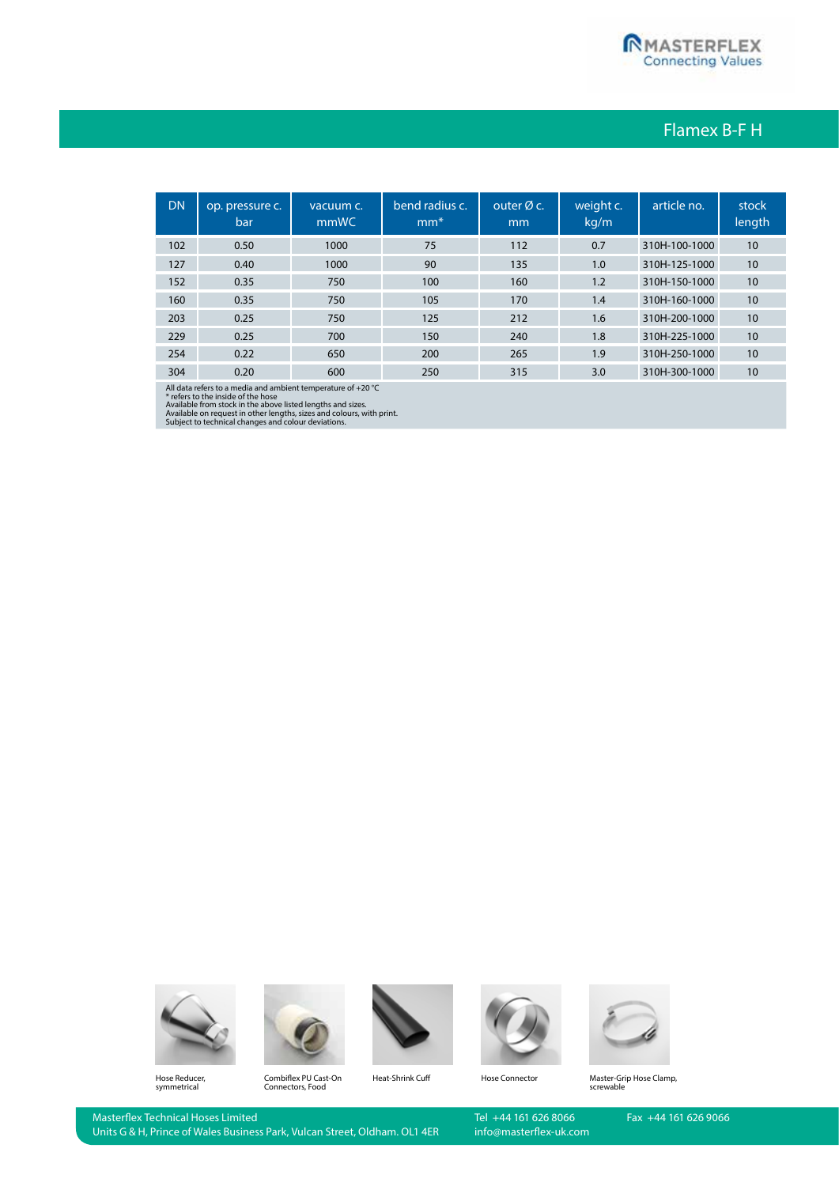## Flamex B-F H

| DN | op. pressure c. bar | vacuum c. mmWC | bend radius c. mm* | outer Ø c. mm | weight c. kg/m | article no. | stock length |
|---|---|---|---|---|---|---|---|
| 102 | 0.50 | 1000 | 75 | 112 | 0.7 | 310H-100-1000 | 10 |
| 127 | 0.40 | 1000 | 90 | 135 | 1.0 | 310H-125-1000 | 10 |
| 152 | 0.35 | 750 | 100 | 160 | 1.2 | 310H-150-1000 | 10 |
| 160 | 0.35 | 750 | 105 | 170 | 1.4 | 310H-160-1000 | 10 |
| 203 | 0.25 | 750 | 125 | 212 | 1.6 | 310H-200-1000 | 10 |
| 229 | 0.25 | 700 | 150 | 240 | 1.8 | 310H-225-1000 | 10 |
| 254 | 0.22 | 650 | 200 | 265 | 1.9 | 310H-250-1000 | 10 |
| 304 | 0.20 | 600 | 250 | 315 | 3.0 | 310H-300-1000 | 10 |

All data refers to a media and ambient temperature of +20 °C
* refers to the inside of the hose
Available from stock in the above listed lengths and sizes.
Available on request in other lengths, sizes and colours, with print.
Subject to technical changes and colour deviations.

Hose Reducer, symmetrical

Combiflex PU Cast-On Connectors, Food

Heat-Shrink Cuff

Hose Connector

Master-Grip Hose Clamp, screwable

Masterflex Technical Hoses Limited
Units G & H, Prince of Wales Business Park, Vulcan Street, Oldham. OL1 4ER
Tel +44 161 626 8066
info@masterflex-uk.com
Fax +44 161 626 9066